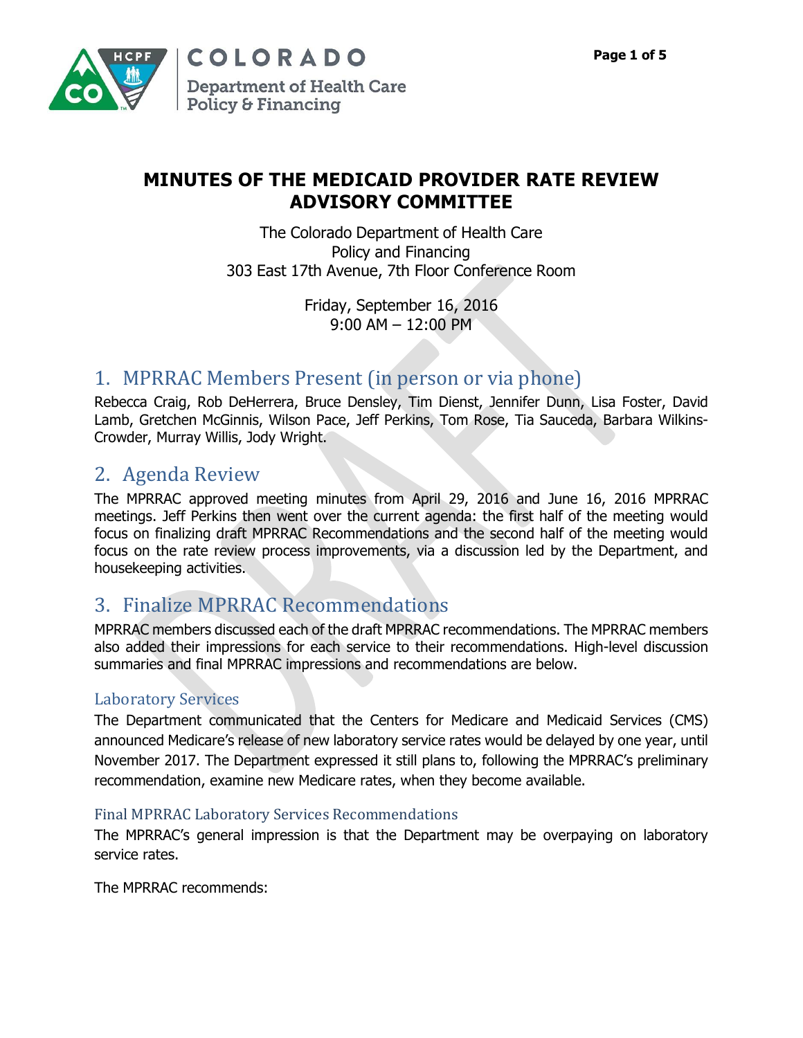# MINUTES OF THE MEDICAID PROVIDER RATE REVIEW ADVISORY COMMITTEE

The Colorado Department of Health Care Policy and Financing
303 East 17th Avenue, 7th Floor Conference Room

Friday, September 16, 2016
9:00 AM – 12:00 PM

## 1. MPRRAC Members Present (in person or via phone)

Rebecca Craig, Rob DeHerrera, Bruce Densley, Tim Dienst, Jennifer Dunn, Lisa Foster, David Lamb, Gretchen McGinnis, Wilson Pace, Jeff Perkins, Tom Rose, Tia Sauceda, Barbara Wilkins-Crowder, Murray Willis, Jody Wright.

## 2. Agenda Review

The MPRRAC approved meeting minutes from April 29, 2016 and June 16, 2016 MPRRAC meetings. Jeff Perkins then went over the current agenda: the first half of the meeting would focus on finalizing draft MPRRAC Recommendations and the second half of the meeting would focus on the rate review process improvements, via a discussion led by the Department, and housekeeping activities.

## 3. Finalize MPRRAC Recommendations

MPRRAC members discussed each of the draft MPRRAC recommendations. The MPRRAC members also added their impressions for each service to their recommendations. High-level discussion summaries and final MPRRAC impressions and recommendations are below.

### Laboratory Services

The Department communicated that the Centers for Medicare and Medicaid Services (CMS) announced Medicare's release of new laboratory service rates would be delayed by one year, until November 2017. The Department expressed it still plans to, following the MPRRAC's preliminary recommendation, examine new Medicare rates, when they become available.

#### Final MPRRAC Laboratory Services Recommendations

The MPRRAC's general impression is that the Department may be overpaying on laboratory service rates.

The MPRRAC recommends: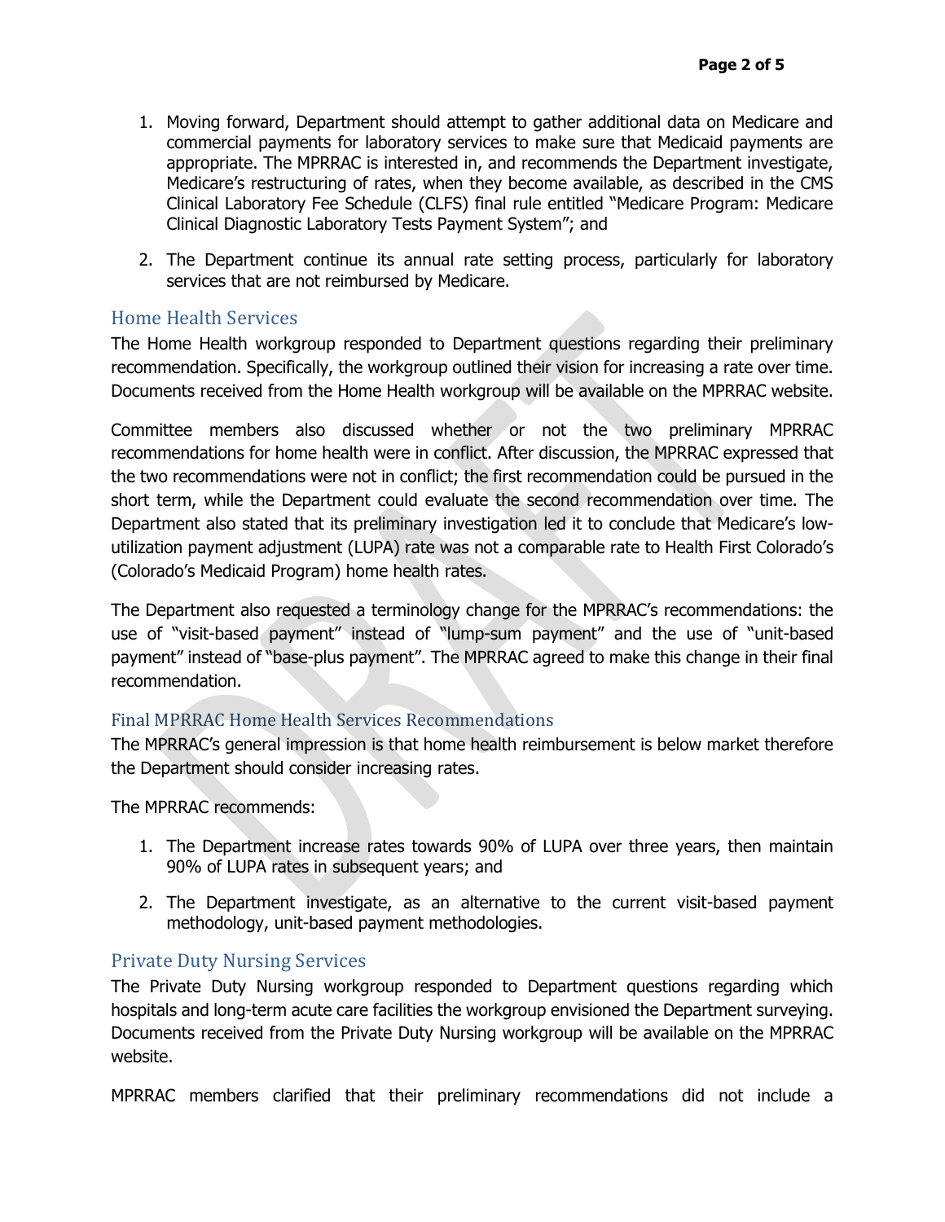1. Moving forward, Department should attempt to gather additional data on Medicare and commercial payments for laboratory services to make sure that Medicaid payments are appropriate. The MPRRAC is interested in, and recommends the Department investigate, Medicare's restructuring of rates, when they become available, as described in the CMS Clinical Laboratory Fee Schedule (CLFS) final rule entitled "Medicare Program: Medicare Clinical Diagnostic Laboratory Tests Payment System"; and

2. The Department continue its annual rate setting process, particularly for laboratory services that are not reimbursed by Medicare.

## Home Health Services

The Home Health workgroup responded to Department questions regarding their preliminary recommendation. Specifically, the workgroup outlined their vision for increasing a rate over time. Documents received from the Home Health workgroup will be available on the MPRRAC website.

Committee members also discussed whether or not the two preliminary MPRRAC recommendations for home health were in conflict. After discussion, the MPRRAC expressed that the two recommendations were not in conflict; the first recommendation could be pursued in the short term, while the Department could evaluate the second recommendation over time. The Department also stated that its preliminary investigation led it to conclude that Medicare's low-utilization payment adjustment (LUPA) rate was not a comparable rate to Health First Colorado's (Colorado's Medicaid Program) home health rates.

The Department also requested a terminology change for the MPRRAC's recommendations: the use of "visit-based payment" instead of "lump-sum payment" and the use of "unit-based payment" instead of "base-plus payment". The MPRRAC agreed to make this change in their final recommendation.

### Final MPRRAC Home Health Services Recommendations

The MPRRAC's general impression is that home health reimbursement is below market therefore the Department should consider increasing rates.

The MPRRAC recommends:

1. The Department increase rates towards 90% of LUPA over three years, then maintain 90% of LUPA rates in subsequent years; and

2. The Department investigate, as an alternative to the current visit-based payment methodology, unit-based payment methodologies.

## Private Duty Nursing Services

The Private Duty Nursing workgroup responded to Department questions regarding which hospitals and long-term acute care facilities the workgroup envisioned the Department surveying. Documents received from the Private Duty Nursing workgroup will be available on the MPRRAC website.

MPRRAC members clarified that their preliminary recommendations did not include a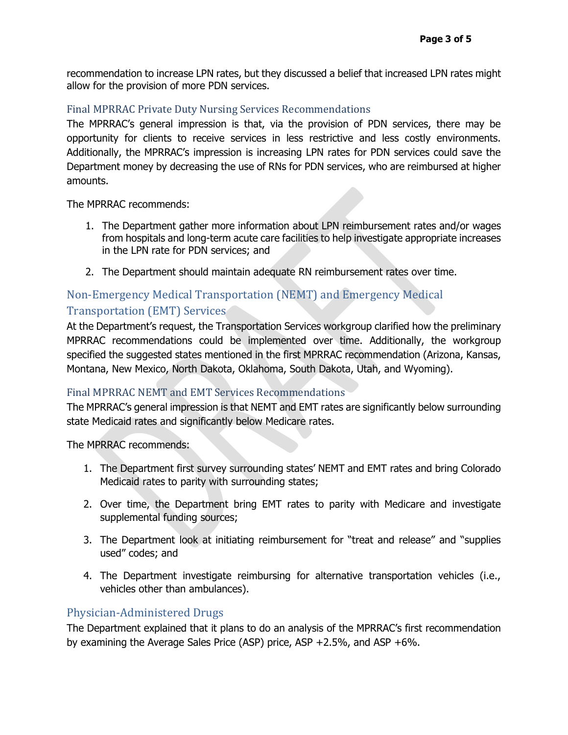recommendation to increase LPN rates, but they discussed a belief that increased LPN rates might allow for the provision of more PDN services.

### Final MPRRAC Private Duty Nursing Services Recommendations

The MPRRAC's general impression is that, via the provision of PDN services, there may be opportunity for clients to receive services in less restrictive and less costly environments. Additionally, the MPRRAC's impression is increasing LPN rates for PDN services could save the Department money by decreasing the use of RNs for PDN services, who are reimbursed at higher amounts.

The MPRRAC recommends:

1. The Department gather more information about LPN reimbursement rates and/or wages from hospitals and long-term acute care facilities to help investigate appropriate increases in the LPN rate for PDN services; and
2. The Department should maintain adequate RN reimbursement rates over time.

## Non-Emergency Medical Transportation (NEMT) and Emergency Medical Transportation (EMT) Services

At the Department's request, the Transportation Services workgroup clarified how the preliminary MPRRAC recommendations could be implemented over time. Additionally, the workgroup specified the suggested states mentioned in the first MPRRAC recommendation (Arizona, Kansas, Montana, New Mexico, North Dakota, Oklahoma, South Dakota, Utah, and Wyoming).

### Final MPRRAC NEMT and EMT Services Recommendations

The MPRRAC's general impression is that NEMT and EMT rates are significantly below surrounding state Medicaid rates and significantly below Medicare rates.

The MPRRAC recommends:

1. The Department first survey surrounding states' NEMT and EMT rates and bring Colorado Medicaid rates to parity with surrounding states;
2. Over time, the Department bring EMT rates to parity with Medicare and investigate supplemental funding sources;
3. The Department look at initiating reimbursement for "treat and release" and "supplies used" codes; and
4. The Department investigate reimbursing for alternative transportation vehicles (i.e., vehicles other than ambulances).

## Physician-Administered Drugs

The Department explained that it plans to do an analysis of the MPRRAC's first recommendation by examining the Average Sales Price (ASP) price, ASP +2.5%, and ASP +6%.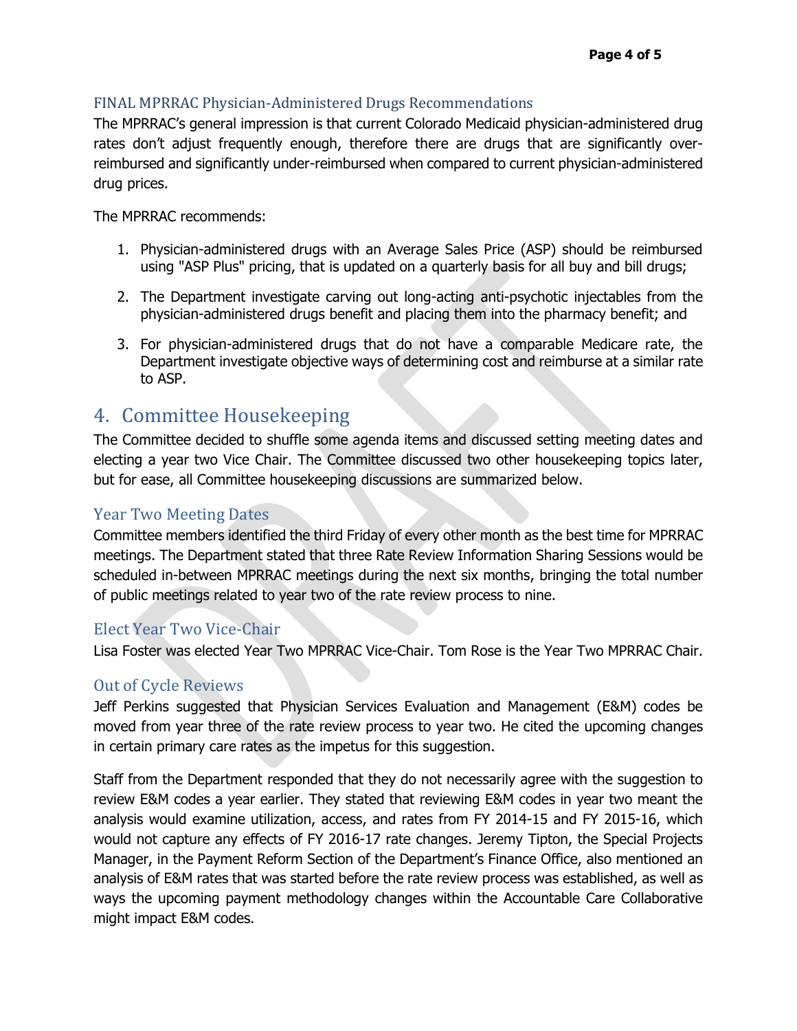### FINAL MPRRAC Physician-Administered Drugs Recommendations

The MPRRAC's general impression is that current Colorado Medicaid physician-administered drug rates don't adjust frequently enough, therefore there are drugs that are significantly over-reimbursed and significantly under-reimbursed when compared to current physician-administered drug prices.

The MPRRAC recommends:

1. Physician-administered drugs with an Average Sales Price (ASP) should be reimbursed using "ASP Plus" pricing, that is updated on a quarterly basis for all buy and bill drugs;
2. The Department investigate carving out long-acting anti-psychotic injectables from the physician-administered drugs benefit and placing them into the pharmacy benefit; and
3. For physician-administered drugs that do not have a comparable Medicare rate, the Department investigate objective ways of determining cost and reimburse at a similar rate to ASP.

## 4. Committee Housekeeping

The Committee decided to shuffle some agenda items and discussed setting meeting dates and electing a year two Vice Chair. The Committee discussed two other housekeeping topics later, but for ease, all Committee housekeeping discussions are summarized below.

### Year Two Meeting Dates

Committee members identified the third Friday of every other month as the best time for MPRRAC meetings. The Department stated that three Rate Review Information Sharing Sessions would be scheduled in-between MPRRAC meetings during the next six months, bringing the total number of public meetings related to year two of the rate review process to nine.

### Elect Year Two Vice-Chair

Lisa Foster was elected Year Two MPRRAC Vice-Chair. Tom Rose is the Year Two MPRRAC Chair.

### Out of Cycle Reviews

Jeff Perkins suggested that Physician Services Evaluation and Management (E&M) codes be moved from year three of the rate review process to year two. He cited the upcoming changes in certain primary care rates as the impetus for this suggestion.

Staff from the Department responded that they do not necessarily agree with the suggestion to review E&M codes a year earlier. They stated that reviewing E&M codes in year two meant the analysis would examine utilization, access, and rates from FY 2014-15 and FY 2015-16, which would not capture any effects of FY 2016-17 rate changes. Jeremy Tipton, the Special Projects Manager, in the Payment Reform Section of the Department's Finance Office, also mentioned an analysis of E&M rates that was started before the rate review process was established, as well as ways the upcoming payment methodology changes within the Accountable Care Collaborative might impact E&M codes.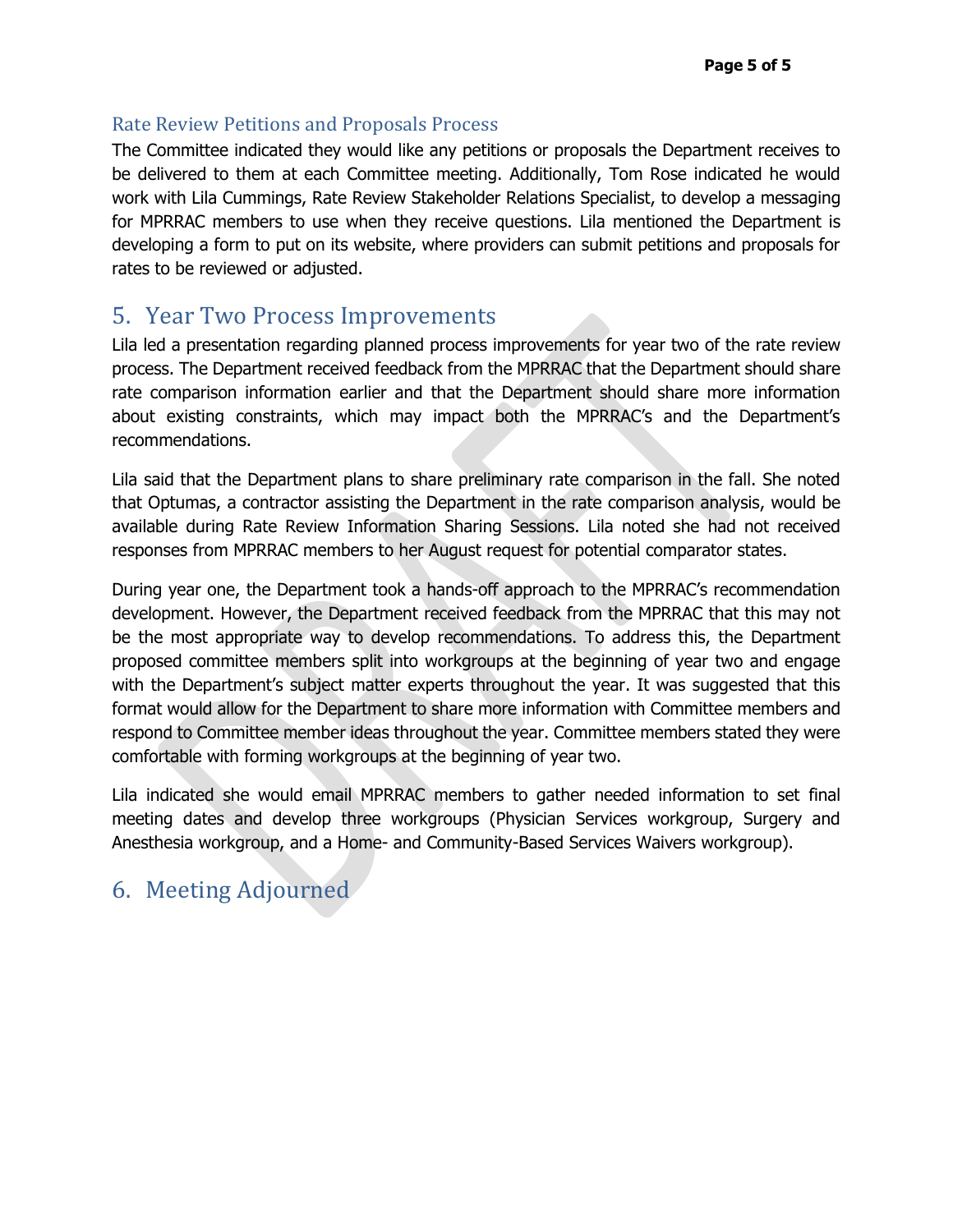### Rate Review Petitions and Proposals Process

The Committee indicated they would like any petitions or proposals the Department receives to be delivered to them at each Committee meeting. Additionally, Tom Rose indicated he would work with Lila Cummings, Rate Review Stakeholder Relations Specialist, to develop a messaging for MPRRAC members to use when they receive questions. Lila mentioned the Department is developing a form to put on its website, where providers can submit petitions and proposals for rates to be reviewed or adjusted.

## 5. Year Two Process Improvements

Lila led a presentation regarding planned process improvements for year two of the rate review process. The Department received feedback from the MPRRAC that the Department should share rate comparison information earlier and that the Department should share more information about existing constraints, which may impact both the MPRRAC's and the Department's recommendations.

Lila said that the Department plans to share preliminary rate comparison in the fall. She noted that Optumas, a contractor assisting the Department in the rate comparison analysis, would be available during Rate Review Information Sharing Sessions. Lila noted she had not received responses from MPRRAC members to her August request for potential comparator states.

During year one, the Department took a hands-off approach to the MPRRAC's recommendation development. However, the Department received feedback from the MPRRAC that this may not be the most appropriate way to develop recommendations. To address this, the Department proposed committee members split into workgroups at the beginning of year two and engage with the Department's subject matter experts throughout the year. It was suggested that this format would allow for the Department to share more information with Committee members and respond to Committee member ideas throughout the year. Committee members stated they were comfortable with forming workgroups at the beginning of year two.

Lila indicated she would email MPRRAC members to gather needed information to set final meeting dates and develop three workgroups (Physician Services workgroup, Surgery and Anesthesia workgroup, and a Home- and Community-Based Services Waivers workgroup).

## 6. Meeting Adjourned